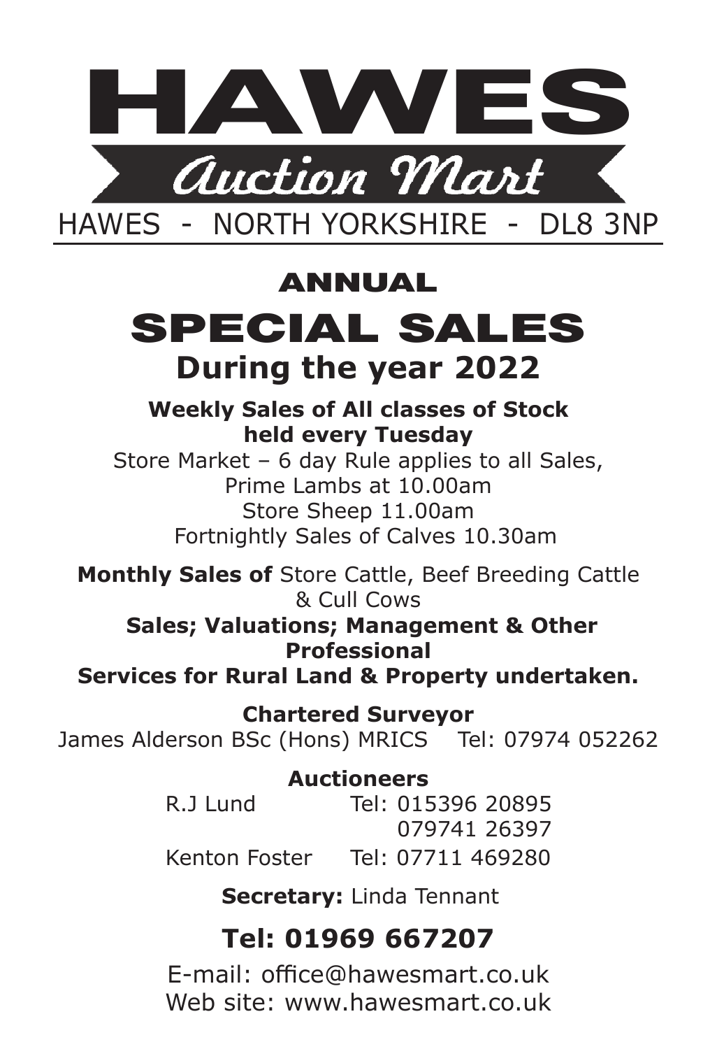# HAWES

## Auction Mart

HAWES - NORTH YORKSHIRE - DL8 3NP

---

## ANNUAL

# SPECIAL SALES

## During the year 2022

**Weekly Sales of All classes of Stock held every Tuesday**

Store Market – 6 day Rule applies to all Sales,
Prime Lambs at 10.00am
Store Sheep 11.00am
Fortnightly Sales of Calves 10.30am

**Monthly Sales of** Store Cattle, Beef Breeding Cattle & Cull Cows

**Sales; Valuations; Management & Other Professional Services for Rural Land & Property undertaken.**

**Chartered Surveyor**

James Alderson BSc (Hons) MRICS Tel: 07974 052262

**Auctioneers**

R.J Lund Tel: 015396 20895
079741 26397

Kenton Foster Tel: 07711 469280

**Secretary:** Linda Tennant

## Tel: 01969 667207

E-mail: office@hawesmart.co.uk
Web site: www.hawesmart.co.uk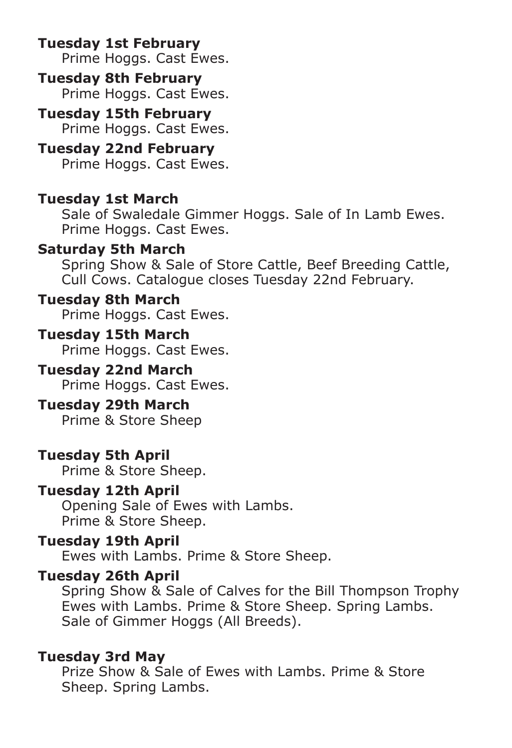**Tuesday 1st February**
Prime Hoggs. Cast Ewes.

**Tuesday 8th February**
Prime Hoggs. Cast Ewes.

**Tuesday 15th February**
Prime Hoggs. Cast Ewes.

**Tuesday 22nd February**
Prime Hoggs. Cast Ewes.

**Tuesday 1st March**
Sale of Swaledale Gimmer Hoggs. Sale of In Lamb Ewes. Prime Hoggs. Cast Ewes.

**Saturday 5th March**
Spring Show & Sale of Store Cattle, Beef Breeding Cattle, Cull Cows. Catalogue closes Tuesday 22nd February.

**Tuesday 8th March**
Prime Hoggs. Cast Ewes.

**Tuesday 15th March**
Prime Hoggs. Cast Ewes.

**Tuesday 22nd March**
Prime Hoggs. Cast Ewes.

**Tuesday 29th March**
Prime & Store Sheep

**Tuesday 5th April**
Prime & Store Sheep.

**Tuesday 12th April**
Opening Sale of Ewes with Lambs.
Prime & Store Sheep.

**Tuesday 19th April**
Ewes with Lambs. Prime & Store Sheep.

**Tuesday 26th April**
Spring Show & Sale of Calves for the Bill Thompson Trophy
Ewes with Lambs. Prime & Store Sheep. Spring Lambs.
Sale of Gimmer Hoggs (All Breeds).

**Tuesday 3rd May**
Prize Show & Sale of Ewes with Lambs. Prime & Store Sheep. Spring Lambs.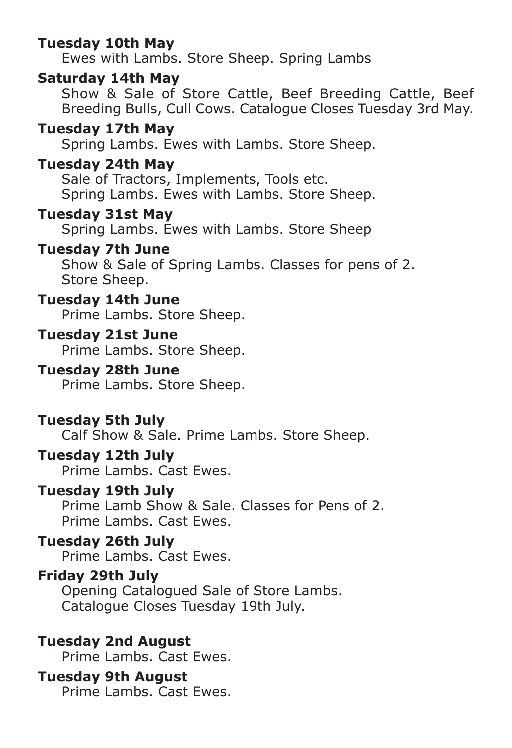**Tuesday 10th May**
Ewes with Lambs. Store Sheep. Spring Lambs

**Saturday 14th May**
Show & Sale of Store Cattle, Beef Breeding Cattle, Beef Breeding Bulls, Cull Cows. Catalogue Closes Tuesday 3rd May.

**Tuesday 17th May**
Spring Lambs. Ewes with Lambs. Store Sheep.

**Tuesday 24th May**
Sale of Tractors, Implements, Tools etc.
Spring Lambs. Ewes with Lambs. Store Sheep.

**Tuesday 31st May**
Spring Lambs. Ewes with Lambs. Store Sheep

**Tuesday 7th June**
Show & Sale of Spring Lambs. Classes for pens of 2.
Store Sheep.

**Tuesday 14th June**
Prime Lambs. Store Sheep.

**Tuesday 21st June**
Prime Lambs. Store Sheep.

**Tuesday 28th June**
Prime Lambs. Store Sheep.

**Tuesday 5th July**
Calf Show & Sale. Prime Lambs. Store Sheep.

**Tuesday 12th July**
Prime Lambs. Cast Ewes.

**Tuesday 19th July**
Prime Lamb Show & Sale. Classes for Pens of 2.
Prime Lambs. Cast Ewes.

**Tuesday 26th July**
Prime Lambs. Cast Ewes.

**Friday 29th July**
Opening Catalogued Sale of Store Lambs.
Catalogue Closes Tuesday 19th July.

**Tuesday 2nd August**
Prime Lambs. Cast Ewes.

**Tuesday 9th August**
Prime Lambs. Cast Ewes.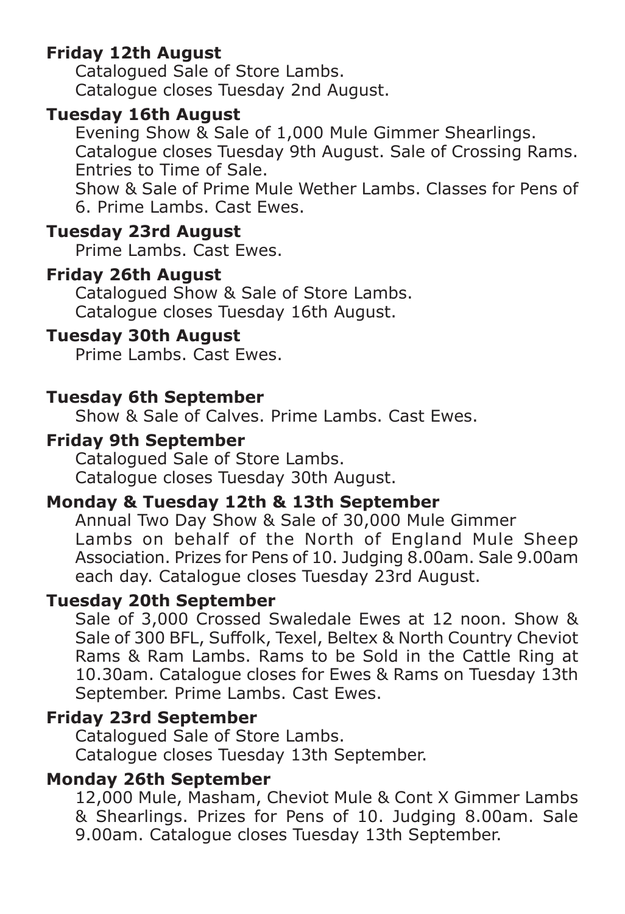**Friday 12th August**
Catalogued Sale of Store Lambs.
Catalogue closes Tuesday 2nd August.

**Tuesday 16th August**
Evening Show & Sale of 1,000 Mule Gimmer Shearlings.
Catalogue closes Tuesday 9th August. Sale of Crossing Rams.
Entries to Time of Sale.
Show & Sale of Prime Mule Wether Lambs. Classes for Pens of 6. Prime Lambs. Cast Ewes.

**Tuesday 23rd August**
Prime Lambs. Cast Ewes.

**Friday 26th August**
Catalogued Show & Sale of Store Lambs.
Catalogue closes Tuesday 16th August.

**Tuesday 30th August**
Prime Lambs. Cast Ewes.

**Tuesday 6th September**
Show & Sale of Calves. Prime Lambs. Cast Ewes.

**Friday 9th September**
Catalogued Sale of Store Lambs.
Catalogue closes Tuesday 30th August.

**Monday & Tuesday 12th & 13th September**
Annual Two Day Show & Sale of 30,000 Mule Gimmer Lambs on behalf of the North of England Mule Sheep Association. Prizes for Pens of 10. Judging 8.00am. Sale 9.00am each day. Catalogue closes Tuesday 23rd August.

**Tuesday 20th September**
Sale of 3,000 Crossed Swaledale Ewes at 12 noon. Show & Sale of 300 BFL, Suffolk, Texel, Beltex & North Country Cheviot Rams & Ram Lambs. Rams to be Sold in the Cattle Ring at 10.30am. Catalogue closes for Ewes & Rams on Tuesday 13th September. Prime Lambs. Cast Ewes.

**Friday 23rd September**
Catalogued Sale of Store Lambs.
Catalogue closes Tuesday 13th September.

**Monday 26th September**
12,000 Mule, Masham, Cheviot Mule & Cont X Gimmer Lambs & Shearlings. Prizes for Pens of 10. Judging 8.00am. Sale 9.00am. Catalogue closes Tuesday 13th September.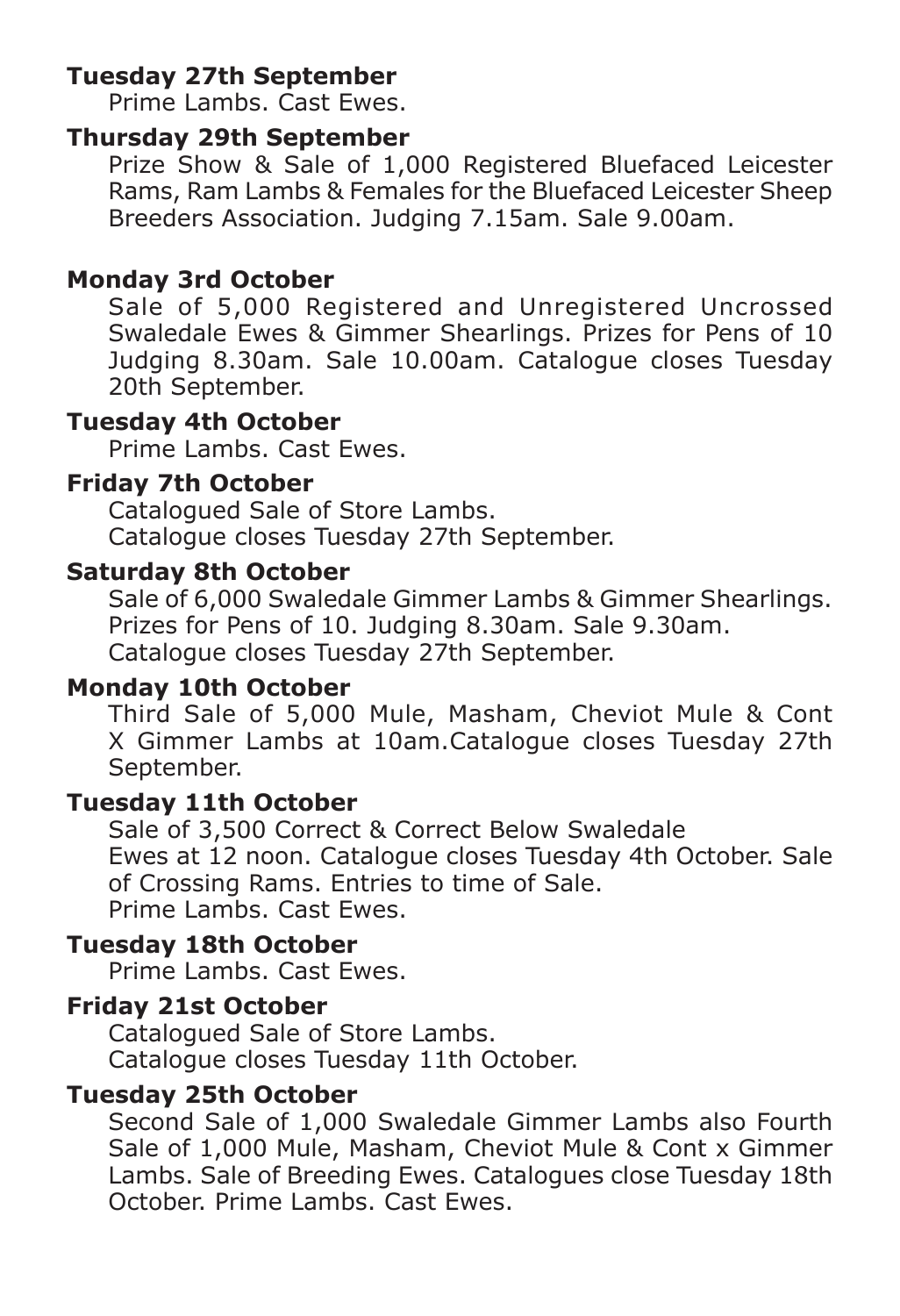**Tuesday 27th September**

Prime Lambs. Cast Ewes.

**Thursday 29th September**

Prize Show & Sale of 1,000 Registered Bluefaced Leicester Rams, Ram Lambs & Females for the Bluefaced Leicester Sheep Breeders Association. Judging 7.15am. Sale 9.00am.

**Monday 3rd October**

Sale of 5,000 Registered and Unregistered Uncrossed Swaledale Ewes & Gimmer Shearlings. Prizes for Pens of 10 Judging 8.30am. Sale 10.00am. Catalogue closes Tuesday 20th September.

**Tuesday 4th October**

Prime Lambs. Cast Ewes.

**Friday 7th October**

Catalogued Sale of Store Lambs.
Catalogue closes Tuesday 27th September.

**Saturday 8th October**

Sale of 6,000 Swaledale Gimmer Lambs & Gimmer Shearlings.
Prizes for Pens of 10. Judging 8.30am. Sale 9.30am.
Catalogue closes Tuesday 27th September.

**Monday 10th October**

Third Sale of 5,000 Mule, Masham, Cheviot Mule & Cont X Gimmer Lambs at 10am.Catalogue closes Tuesday 27th September.

**Tuesday 11th October**

Sale of 3,500 Correct & Correct Below Swaledale Ewes at 12 noon. Catalogue closes Tuesday 4th October. Sale of Crossing Rams. Entries to time of Sale.
Prime Lambs. Cast Ewes.

**Tuesday 18th October**

Prime Lambs. Cast Ewes.

**Friday 21st October**

Catalogued Sale of Store Lambs.
Catalogue closes Tuesday 11th October.

**Tuesday 25th October**

Second Sale of 1,000 Swaledale Gimmer Lambs also Fourth Sale of 1,000 Mule, Masham, Cheviot Mule & Cont x Gimmer Lambs. Sale of Breeding Ewes. Catalogues close Tuesday 18th October. Prime Lambs. Cast Ewes.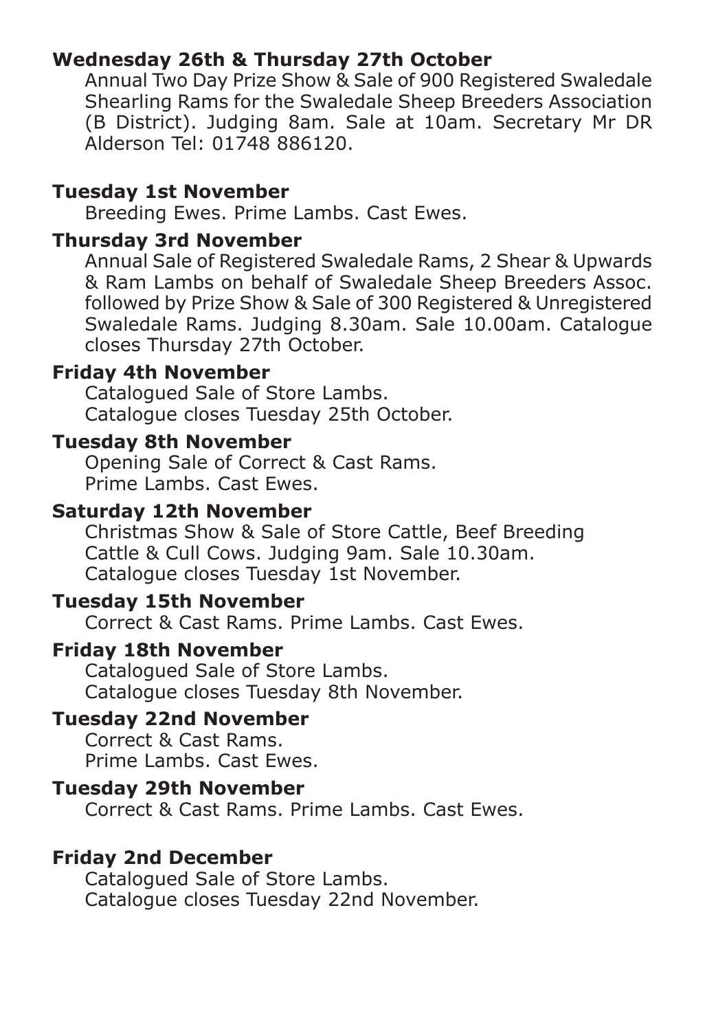**Wednesday 26th & Thursday 27th October**

Annual Two Day Prize Show & Sale of 900 Registered Swaledale Shearling Rams for the Swaledale Sheep Breeders Association (B District). Judging 8am. Sale at 10am. Secretary Mr DR Alderson Tel: 01748 886120.

**Tuesday 1st November**

Breeding Ewes. Prime Lambs. Cast Ewes.

**Thursday 3rd November**

Annual Sale of Registered Swaledale Rams, 2 Shear & Upwards & Ram Lambs on behalf of Swaledale Sheep Breeders Assoc. followed by Prize Show & Sale of 300 Registered & Unregistered Swaledale Rams. Judging 8.30am. Sale 10.00am. Catalogue closes Thursday 27th October.

**Friday 4th November**

Catalogued Sale of Store Lambs.
Catalogue closes Tuesday 25th October.

**Tuesday 8th November**

Opening Sale of Correct & Cast Rams.
Prime Lambs. Cast Ewes.

**Saturday 12th November**

Christmas Show & Sale of Store Cattle, Beef Breeding Cattle & Cull Cows. Judging 9am. Sale 10.30am.
Catalogue closes Tuesday 1st November.

**Tuesday 15th November**

Correct & Cast Rams. Prime Lambs. Cast Ewes.

**Friday 18th November**

Catalogued Sale of Store Lambs.
Catalogue closes Tuesday 8th November.

**Tuesday 22nd November**

Correct & Cast Rams.
Prime Lambs. Cast Ewes.

**Tuesday 29th November**

Correct & Cast Rams. Prime Lambs. Cast Ewes.

**Friday 2nd December**

Catalogued Sale of Store Lambs.
Catalogue closes Tuesday 22nd November.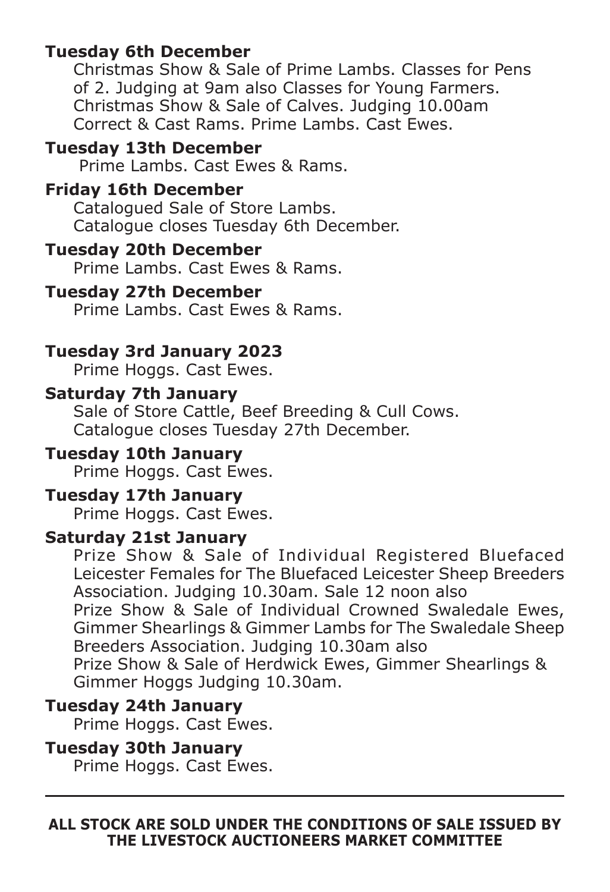**Tuesday 6th December**

Christmas Show & Sale of Prime Lambs. Classes for Pens of 2. Judging at 9am also Classes for Young Farmers. Christmas Show & Sale of Calves. Judging 10.00am Correct & Cast Rams. Prime Lambs. Cast Ewes.

**Tuesday 13th December**

Prime Lambs. Cast Ewes & Rams.

**Friday 16th December**

Catalogued Sale of Store Lambs.
Catalogue closes Tuesday 6th December.

**Tuesday 20th December**

Prime Lambs. Cast Ewes & Rams.

**Tuesday 27th December**

Prime Lambs. Cast Ewes & Rams.

**Tuesday 3rd January 2023**

Prime Hoggs. Cast Ewes.

**Saturday 7th January**

Sale of Store Cattle, Beef Breeding & Cull Cows.
Catalogue closes Tuesday 27th December.

**Tuesday 10th January**

Prime Hoggs. Cast Ewes.

**Tuesday 17th January**

Prime Hoggs. Cast Ewes.

**Saturday 21st January**

Prize Show & Sale of Individual Registered Bluefaced Leicester Females for The Bluefaced Leicester Sheep Breeders Association. Judging 10.30am. Sale 12 noon also
Prize Show & Sale of Individual Crowned Swaledale Ewes, Gimmer Shearlings & Gimmer Lambs for The Swaledale Sheep Breeders Association. Judging 10.30am also
Prize Show & Sale of Herdwick Ewes, Gimmer Shearlings & Gimmer Hoggs Judging 10.30am.

**Tuesday 24th January**

Prime Hoggs. Cast Ewes.

**Tuesday 30th January**

Prime Hoggs. Cast Ewes.

---

**ALL STOCK ARE SOLD UNDER THE CONDITIONS OF SALE ISSUED BY THE LIVESTOCK AUCTIONEERS MARKET COMMITTEE**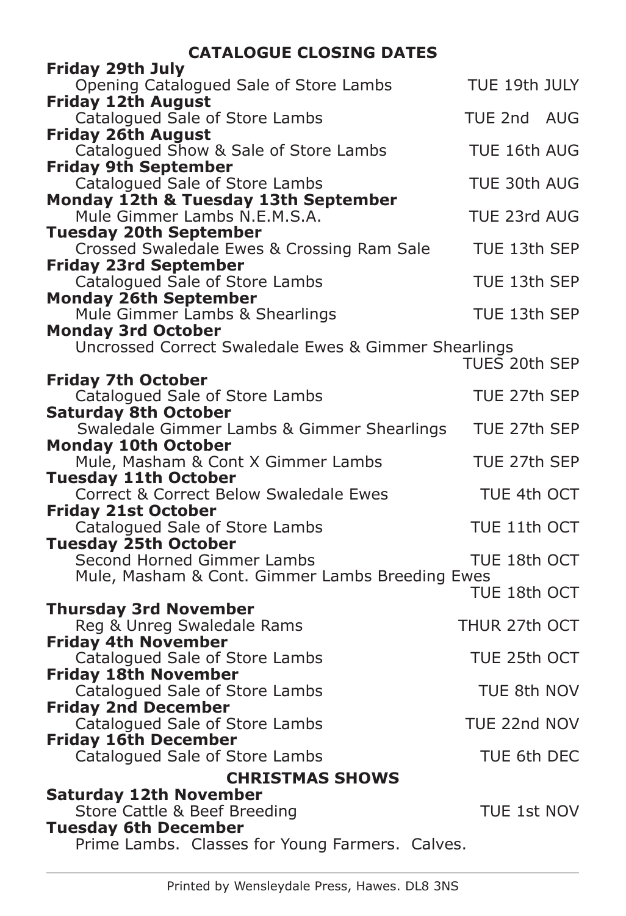## CATALOGUE CLOSING DATES

**Friday 29th July**
Opening Catalogued Sale of Store Lambs — TUE 19th JULY

**Friday 12th August**
Catalogued Sale of Store Lambs — TUE 2nd AUG

**Friday 26th August**
Catalogued Show & Sale of Store Lambs — TUE 16th AUG

**Friday 9th September**
Catalogued Sale of Store Lambs — TUE 30th AUG

**Monday 12th & Tuesday 13th September**
Mule Gimmer Lambs N.E.M.S.A. — TUE 23rd AUG

**Tuesday 20th September**
Crossed Swaledale Ewes & Crossing Ram Sale — TUE 13th SEP

**Friday 23rd September**
Catalogued Sale of Store Lambs — TUE 13th SEP

**Monday 26th September**
Mule Gimmer Lambs & Shearlings — TUE 13th SEP

**Monday 3rd October**
Uncrossed Correct Swaledale Ewes & Gimmer Shearlings — TUES 20th SEP

**Friday 7th October**
Catalogued Sale of Store Lambs — TUE 27th SEP

**Saturday 8th October**
Swaledale Gimmer Lambs & Gimmer Shearlings — TUE 27th SEP

**Monday 10th October**
Mule, Masham & Cont X Gimmer Lambs — TUE 27th SEP

**Tuesday 11th October**
Correct & Correct Below Swaledale Ewes — TUE 4th OCT

**Friday 21st October**
Catalogued Sale of Store Lambs — TUE 11th OCT

**Tuesday 25th October**
Second Horned Gimmer Lambs — TUE 18th OCT
Mule, Masham & Cont. Gimmer Lambs Breeding Ewes — TUE 18th OCT

**Thursday 3rd November**
Reg & Unreg Swaledale Rams — THUR 27th OCT

**Friday 4th November**
Catalogued Sale of Store Lambs — TUE 25th OCT

**Friday 18th November**
Catalogued Sale of Store Lambs — TUE 8th NOV

**Friday 2nd December**
Catalogued Sale of Store Lambs — TUE 22nd NOV

**Friday 16th December**
Catalogued Sale of Store Lambs — TUE 6th DEC

## CHRISTMAS SHOWS

**Saturday 12th November**
Store Cattle & Beef Breeding — TUE 1st NOV

**Tuesday 6th December**
Prime Lambs. Classes for Young Farmers. Calves.

---

Printed by Wensleydale Press, Hawes. DL8 3NS